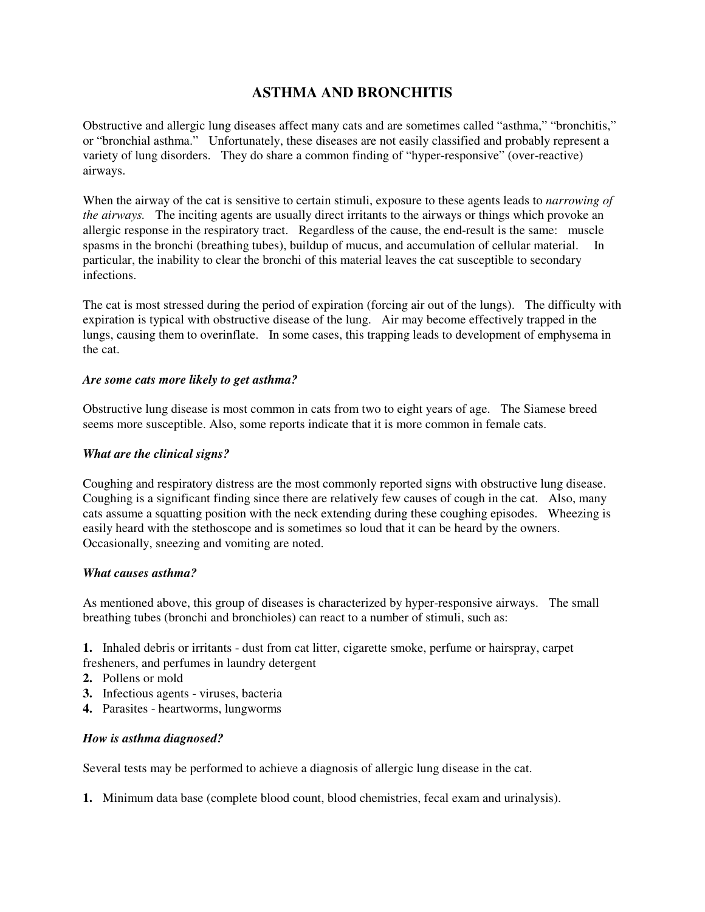# ASTHMA AND BRONCHITIS

Obstructive and allergic lung diseases affect many cats and are sometimes called "asthma," "bronchitis," or "bronchial asthma." Unfortunately, these diseases are not easily classified and probably represent a variety of lung disorders. They do share a common finding of "hyper-responsive" (over-reactive) airways.

When the airway of the cat is sensitive to certain stimuli, exposure to these agents leads to *narrowing of the airways.* The inciting agents are usually direct irritants to the airways or things which provoke an allergic response in the respiratory tract. Regardless of the cause, the end-result is the same: muscle spasms in the bronchi (breathing tubes), buildup of mucus, and accumulation of cellular material. In particular, the inability to clear the bronchi of this material leaves the cat susceptible to secondary infections.

The cat is most stressed during the period of expiration (forcing air out of the lungs). The difficulty with expiration is typical with obstructive disease of the lung. Air may become effectively trapped in the lungs, causing them to overinflate. In some cases, this trapping leads to development of emphysema in the cat.

### *Are some cats more likely to get asthma?*

Obstructive lung disease is most common in cats from two to eight years of age. The Siamese breed seems more susceptible. Also, some reports indicate that it is more common in female cats.

### *What are the clinical signs?*

Coughing and respiratory distress are the most commonly reported signs with obstructive lung disease. Coughing is a significant finding since there are relatively few causes of cough in the cat. Also, many cats assume a squatting position with the neck extending during these coughing episodes. Wheezing is easily heard with the stethoscope and is sometimes so loud that it can be heard by the owners. Occasionally, sneezing and vomiting are noted.

### *What causes asthma?*

As mentioned above, this group of diseases is characterized by hyper-responsive airways. The small breathing tubes (bronchi and bronchioles) can react to a number of stimuli, such as:

**1.** Inhaled debris or irritants - dust from cat litter, cigarette smoke, perfume or hairspray, carpet fresheners, and perfumes in laundry detergent
**2.** Pollens or mold
**3.** Infectious agents - viruses, bacteria
**4.** Parasites - heartworms, lungworms

### *How is asthma diagnosed?*

Several tests may be performed to achieve a diagnosis of allergic lung disease in the cat.

**1.** Minimum data base (complete blood count, blood chemistries, fecal exam and urinalysis).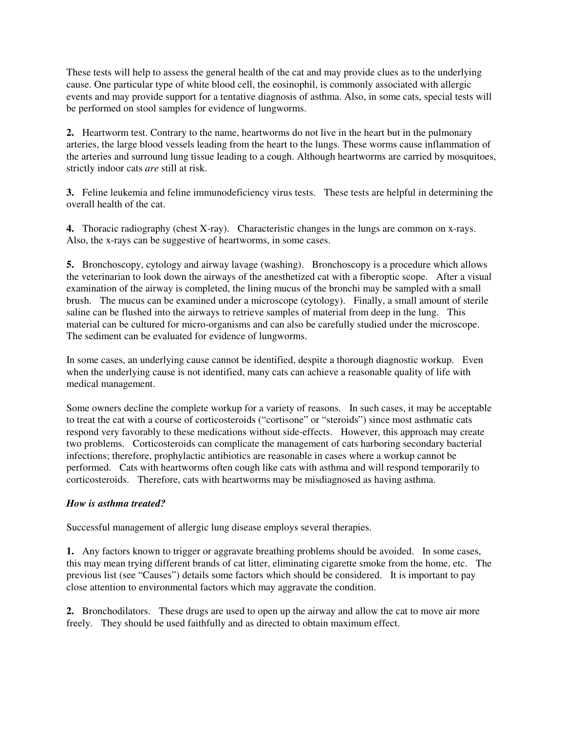These tests will help to assess the general health of the cat and may provide clues as to the underlying cause. One particular type of white blood cell, the eosinophil, is commonly associated with allergic events and may provide support for a tentative diagnosis of asthma. Also, in some cats, special tests will be performed on stool samples for evidence of lungworms.

**2.** Heartworm test. Contrary to the name, heartworms do not live in the heart but in the pulmonary arteries, the large blood vessels leading from the heart to the lungs. These worms cause inflammation of the arteries and surround lung tissue leading to a cough. Although heartworms are carried by mosquitoes, strictly indoor cats *are* still at risk.

**3.** Feline leukemia and feline immunodeficiency virus tests. These tests are helpful in determining the overall health of the cat.

**4.** Thoracic radiography (chest X-ray). Characteristic changes in the lungs are common on x-rays. Also, the x-rays can be suggestive of heartworms, in some cases.

**5.** Bronchoscopy, cytology and airway lavage (washing). Bronchoscopy is a procedure which allows the veterinarian to look down the airways of the anesthetized cat with a fiberoptic scope. After a visual examination of the airway is completed, the lining mucus of the bronchi may be sampled with a small brush. The mucus can be examined under a microscope (cytology). Finally, a small amount of sterile saline can be flushed into the airways to retrieve samples of material from deep in the lung. This material can be cultured for micro-organisms and can also be carefully studied under the microscope. The sediment can be evaluated for evidence of lungworms.

In some cases, an underlying cause cannot be identified, despite a thorough diagnostic workup. Even when the underlying cause is not identified, many cats can achieve a reasonable quality of life with medical management.

Some owners decline the complete workup for a variety of reasons. In such cases, it may be acceptable to treat the cat with a course of corticosteroids ("cortisone" or "steroids") since most asthmatic cats respond very favorably to these medications without side-effects. However, this approach may create two problems. Corticosteroids can complicate the management of cats harboring secondary bacterial infections; therefore, prophylactic antibiotics are reasonable in cases where a workup cannot be performed. Cats with heartworms often cough like cats with asthma and will respond temporarily to corticosteroids. Therefore, cats with heartworms may be misdiagnosed as having asthma.

***How is asthma treated?***

Successful management of allergic lung disease employs several therapies.

**1.** Any factors known to trigger or aggravate breathing problems should be avoided. In some cases, this may mean trying different brands of cat litter, eliminating cigarette smoke from the home, etc. The previous list (see "Causes") details some factors which should be considered. It is important to pay close attention to environmental factors which may aggravate the condition.

**2.** Bronchodilators. These drugs are used to open up the airway and allow the cat to move air more freely. They should be used faithfully and as directed to obtain maximum effect.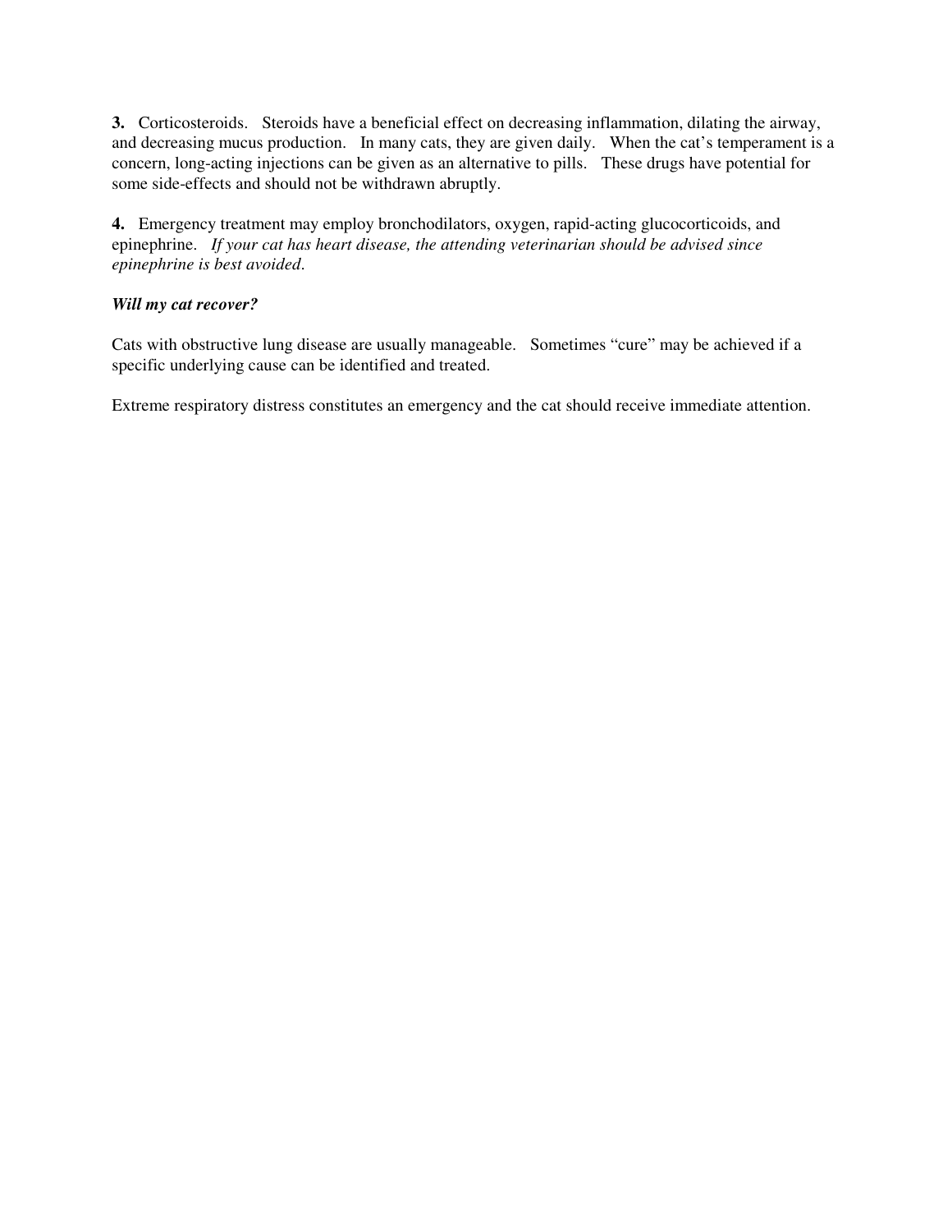**3.** Corticosteroids. Steroids have a beneficial effect on decreasing inflammation, dilating the airway, and decreasing mucus production. In many cats, they are given daily. When the cat's temperament is a concern, long-acting injections can be given as an alternative to pills. These drugs have potential for some side-effects and should not be withdrawn abruptly.

**4.** Emergency treatment may employ bronchodilators, oxygen, rapid-acting glucocorticoids, and epinephrine. *If your cat has heart disease, the attending veterinarian should be advised since epinephrine is best avoided.*

***Will my cat recover?***

Cats with obstructive lung disease are usually manageable. Sometimes "cure" may be achieved if a specific underlying cause can be identified and treated.

Extreme respiratory distress constitutes an emergency and the cat should receive immediate attention.